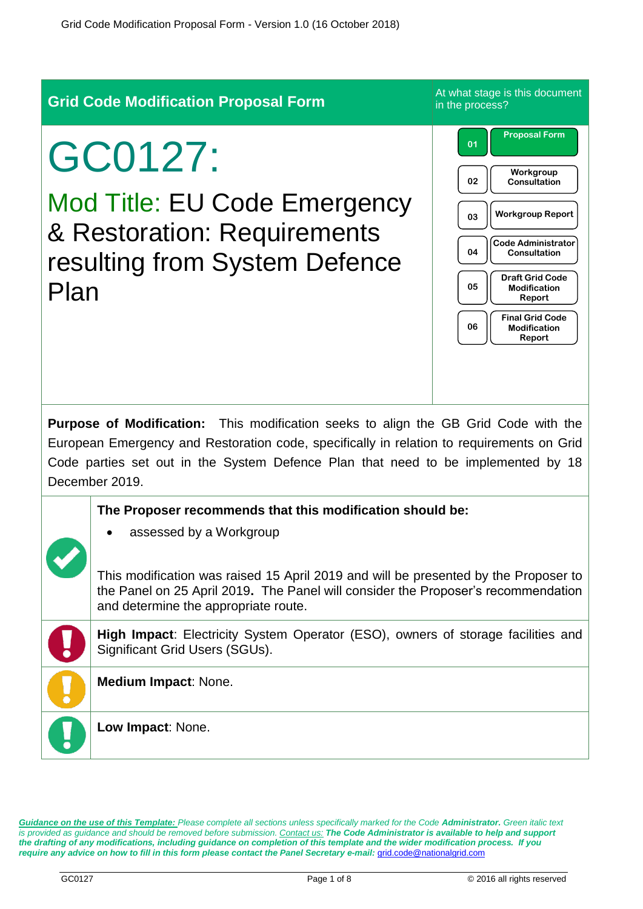**Grid Code Modification Proposal Form**

At what stage is this document in the process?

| | |
|---|---|
| 01 | Proposal Form |
| 02 | Workgroup Consultation |
| 03 | Workgroup Report |
| 04 | Code Administrator Consultation |
| 05 | Draft Grid Code Modification Report |
| 06 | Final Grid Code Modification Report |

# GC0127:

## Mod Title: EU Code Emergency & Restoration: Requirements resulting from System Defence Plan

**Purpose of Modification:** This modification seeks to align the GB Grid Code with the European Emergency and Restoration code, specifically in relation to requirements on Grid Code parties set out in the System Defence Plan that need to be implemented by 18 December 2019.

**The Proposer recommends that this modification should be:**

- assessed by a Workgroup

This modification was raised 15 April 2019 and will be presented by the Proposer to the Panel on 25 April 2019**.** The Panel will consider the Proposer's recommendation and determine the appropriate route.

**High Impact**: Electricity System Operator (ESO), owners of storage facilities and Significant Grid Users (SGUs).

**Medium Impact**: None.

**Low Impact**: None.

*__Guidance on the use of this Template:__ Please complete all sections unless specifically marked for the Code **Administrator.** Green italic text is provided as guidance and should be removed before submission. __Contact us:__ **The Code Administrator is available to help and support the drafting of any modifications, including guidance on completion of this template and the wider modification process. If you require any advice on how to fill in this form please contact the Panel Secretary e-mail:*** grid.code@nationalgrid.com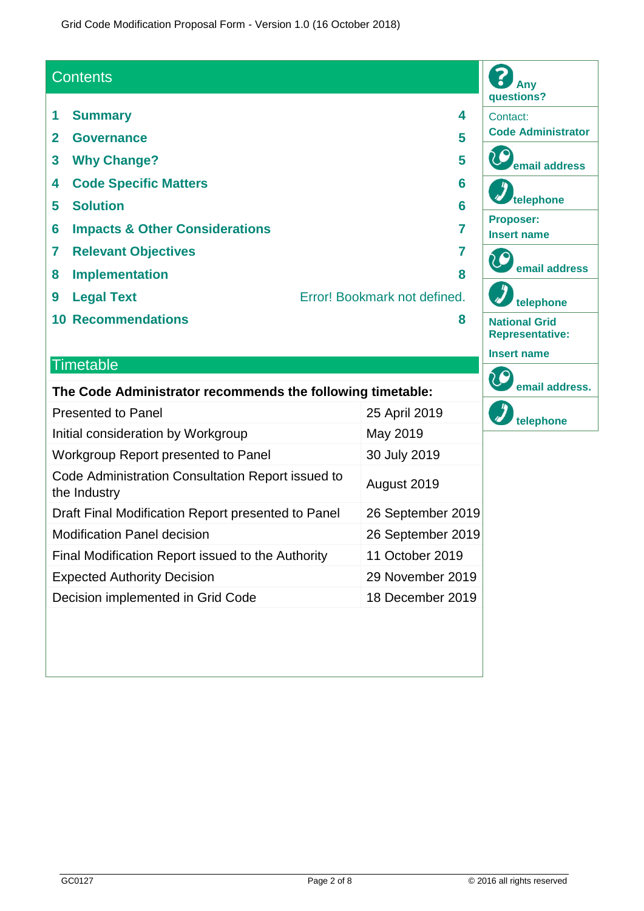## Contents

| | | |
|---|---|---|
| 1 | Summary | 4 |
| 2 | Governance | 5 |
| 3 | Why Change? | 5 |
| 4 | Code Specific Matters | 6 |
| 5 | Solution | 6 |
| 6 | Impacts & Other Considerations | 7 |
| 7 | Relevant Objectives | 7 |
| 8 | Implementation | 8 |
| 9 | Legal Text | Error! Bookmark not defined. |
| 10 | Recommendations | 8 |

## Timetable

| The Code Administrator recommends the following timetable: | |
|---|---|
| Presented to Panel | 25 April 2019 |
| Initial consideration by Workgroup | May 2019 |
| Workgroup Report presented to Panel | 30 July 2019 |
| Code Administration Consultation Report issued to the Industry | August 2019 |
| Draft Final Modification Report presented to Panel | 26 September 2019 |
| Modification Panel decision | 26 September 2019 |
| Final Modification Report issued to the Authority | 11 October 2019 |
| Expected Authority Decision | 29 November 2019 |
| Decision implemented in Grid Code | 18 December 2019 |

**Any questions?**

Contact:
**Code Administrator**

**email address**

**telephone**

**Proposer:**
**Insert name**

**email address**

**telephone**

**National Grid Representative:**

**Insert name**

**email address.**

**telephone**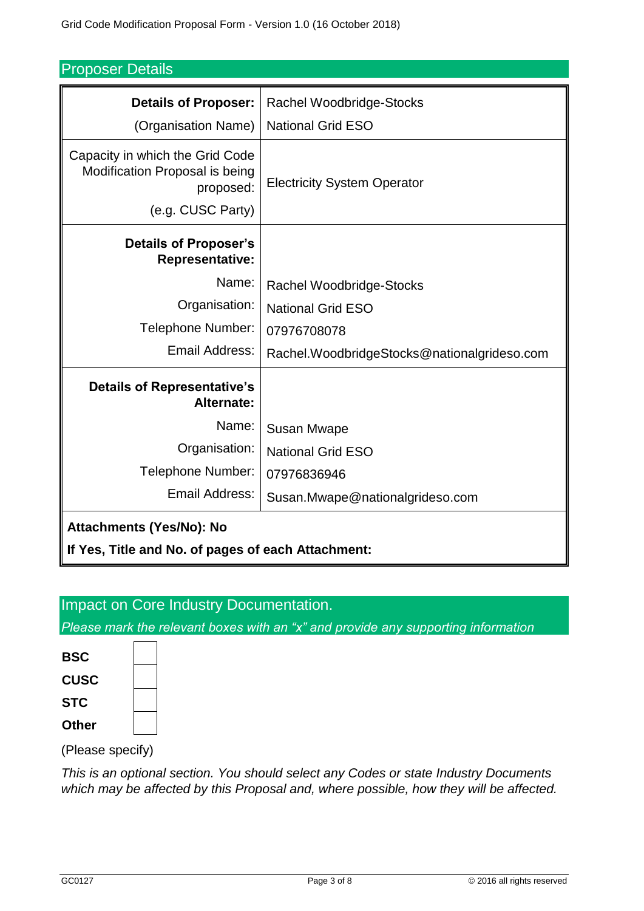## Proposer Details

| | |
|---|---|
| **Details of Proposer:** (Organisation Name) | Rachel Woodbridge-Stocks National Grid ESO |
| Capacity in which the Grid Code Modification Proposal is being proposed: (e.g. CUSC Party) | Electricity System Operator |
| **Details of Proposer's Representative:** | |
| Name: | Rachel Woodbridge-Stocks |
| Organisation: | National Grid ESO |
| Telephone Number: | 07976708078 |
| Email Address: | Rachel.WoodbridgeStocks@nationalgrideso.com |
| **Details of Representative's Alternate:** | |
| Name: | Susan Mwape |
| Organisation: | National Grid ESO |
| Telephone Number: | 07976836946 |
| Email Address: | Susan.Mwape@nationalgrideso.com |

**Attachments (Yes/No): No**

**If Yes, Title and No. of pages of each Attachment:**

## Impact on Core Industry Documentation.

*Please mark the relevant boxes with an "x" and provide any supporting information*

| | |
|---|---|
| **BSC** | |
| **CUSC** | |
| **STC** | |
| **Other** | |

(Please specify)

*This is an optional section. You should select any Codes or state Industry Documents which may be affected by this Proposal and, where possible, how they will be affected.*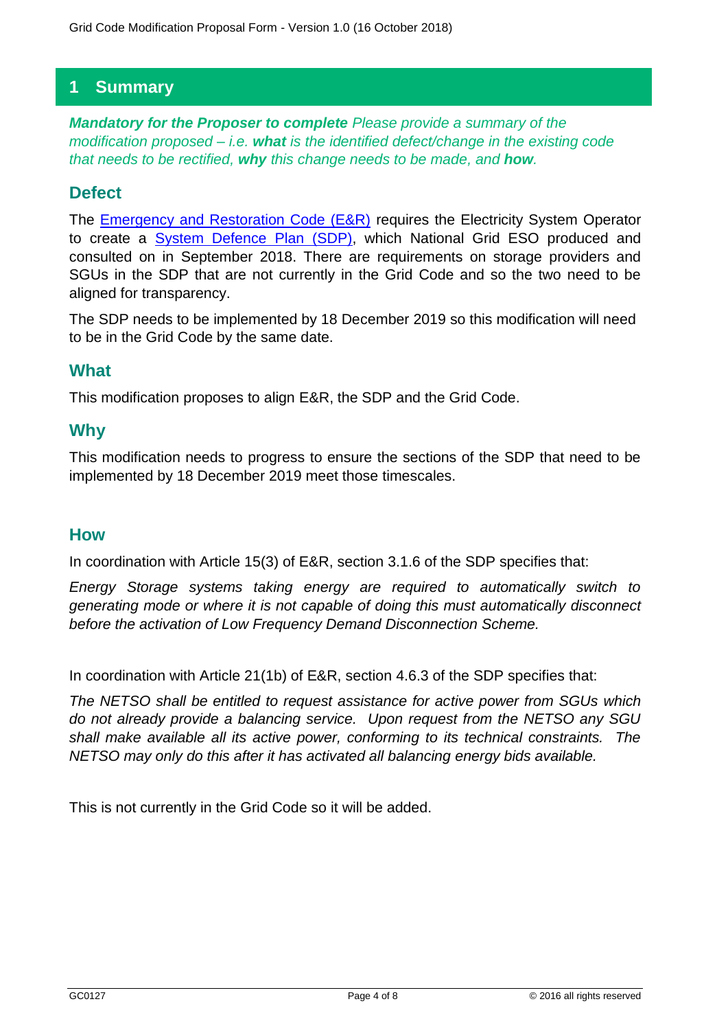# 1 Summary

***Mandatory for the Proposer to complete** Please provide a summary of the modification proposed – i.e. **what** is the identified defect/change in the existing code that needs to be rectified, **why** this change needs to be made, and **how**.*

## Defect

The [Emergency and Restoration Code (E&R)](#) requires the Electricity System Operator to create a [System Defence Plan (SDP)](#), which National Grid ESO produced and consulted on in September 2018. There are requirements on storage providers and SGUs in the SDP that are not currently in the Grid Code and so the two need to be aligned for transparency.

The SDP needs to be implemented by 18 December 2019 so this modification will need to be in the Grid Code by the same date.

## What

This modification proposes to align E&R, the SDP and the Grid Code.

## Why

This modification needs to progress to ensure the sections of the SDP that need to be implemented by 18 December 2019 meet those timescales.

## How

In coordination with Article 15(3) of E&R, section 3.1.6 of the SDP specifies that:

*Energy Storage systems taking energy are required to automatically switch to generating mode or where it is not capable of doing this must automatically disconnect before the activation of Low Frequency Demand Disconnection Scheme.*

In coordination with Article 21(1b) of E&R, section 4.6.3 of the SDP specifies that:

*The NETSO shall be entitled to request assistance for active power from SGUs which do not already provide a balancing service. Upon request from the NETSO any SGU shall make available all its active power, conforming to its technical constraints. The NETSO may only do this after it has activated all balancing energy bids available.*

This is not currently in the Grid Code so it will be added.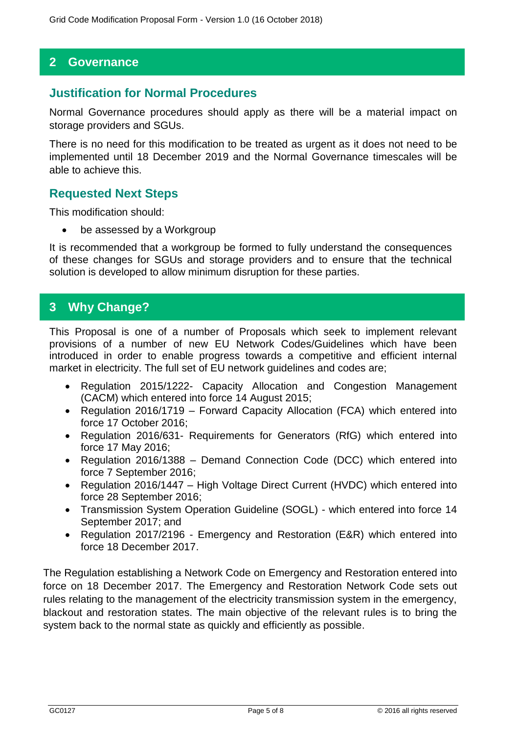## 2 Governance

### Justification for Normal Procedures

Normal Governance procedures should apply as there will be a material impact on storage providers and SGUs.

There is no need for this modification to be treated as urgent as it does not need to be implemented until 18 December 2019 and the Normal Governance timescales will be able to achieve this.

### Requested Next Steps

This modification should:

- be assessed by a Workgroup

It is recommended that a workgroup be formed to fully understand the consequences of these changes for SGUs and storage providers and to ensure that the technical solution is developed to allow minimum disruption for these parties.

## 3 Why Change?

This Proposal is one of a number of Proposals which seek to implement relevant provisions of a number of new EU Network Codes/Guidelines which have been introduced in order to enable progress towards a competitive and efficient internal market in electricity. The full set of EU network guidelines and codes are;

- Regulation 2015/1222- Capacity Allocation and Congestion Management (CACM) which entered into force 14 August 2015;
- Regulation 2016/1719 – Forward Capacity Allocation (FCA) which entered into force 17 October 2016;
- Regulation 2016/631- Requirements for Generators (RfG) which entered into force 17 May 2016;
- Regulation 2016/1388 – Demand Connection Code (DCC) which entered into force 7 September 2016;
- Regulation 2016/1447 – High Voltage Direct Current (HVDC) which entered into force 28 September 2016;
- Transmission System Operation Guideline (SOGL) - which entered into force 14 September 2017; and
- Regulation 2017/2196 - Emergency and Restoration (E&R) which entered into force 18 December 2017.

The Regulation establishing a Network Code on Emergency and Restoration entered into force on 18 December 2017. The Emergency and Restoration Network Code sets out rules relating to the management of the electricity transmission system in the emergency, blackout and restoration states. The main objective of the relevant rules is to bring the system back to the normal state as quickly and efficiently as possible.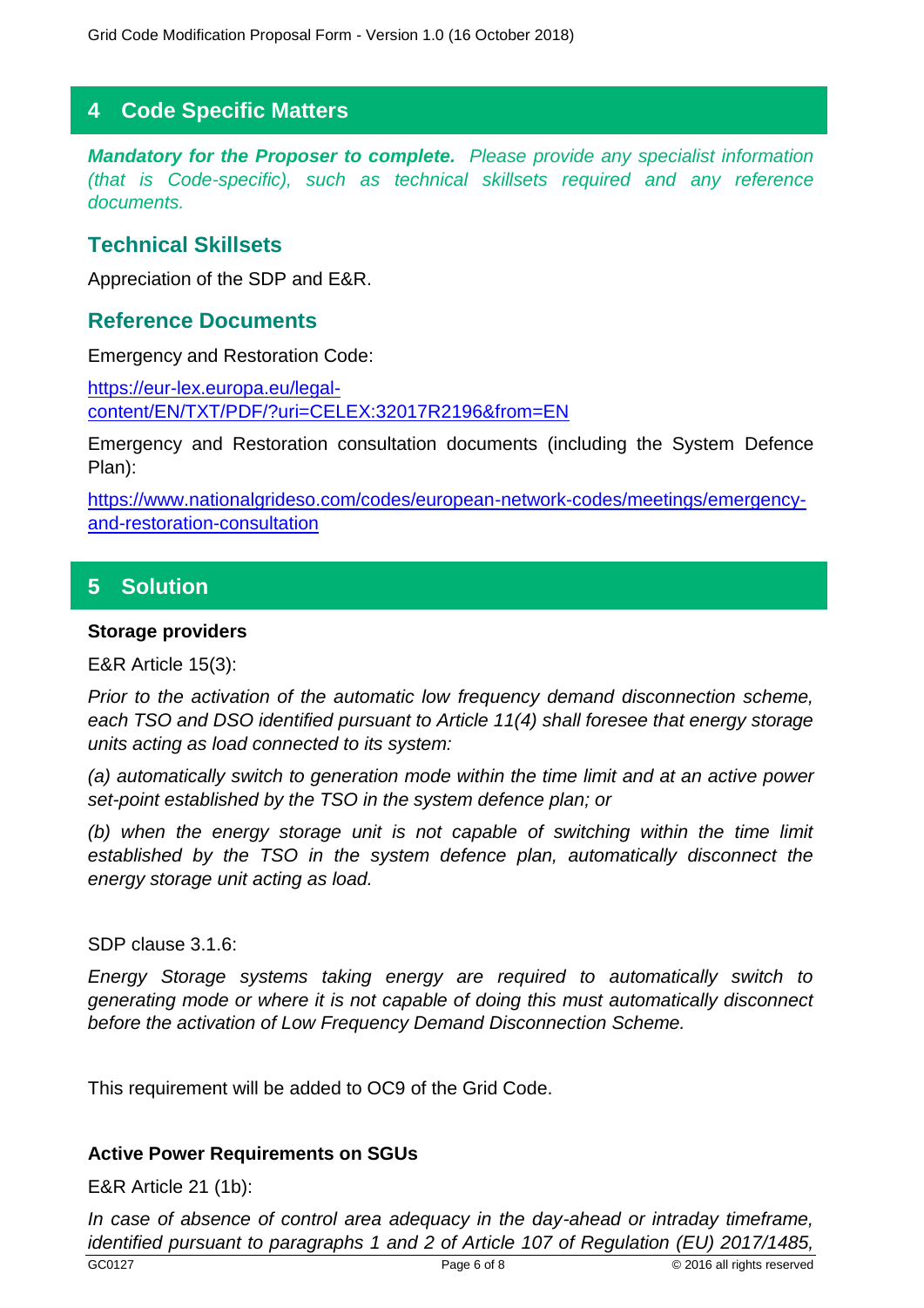## 4 Code Specific Matters

***Mandatory for the Proposer to complete.*** *Please provide any specialist information (that is Code-specific), such as technical skillsets required and any reference documents.*

### Technical Skillsets

Appreciation of the SDP and E&R.

### Reference Documents

Emergency and Restoration Code:

[https://eur-lex.europa.eu/legal-content/EN/TXT/PDF/?uri=CELEX:32017R2196&from=EN](https://eur-lex.europa.eu/legal-content/EN/TXT/PDF/?uri=CELEX:32017R2196&from=EN)

Emergency and Restoration consultation documents (including the System Defence Plan):

[https://www.nationalgrideso.com/codes/european-network-codes/meetings/emergency-and-restoration-consultation](https://www.nationalgrideso.com/codes/european-network-codes/meetings/emergency-and-restoration-consultation)

## 5 Solution

**Storage providers**

E&R Article 15(3):

*Prior to the activation of the automatic low frequency demand disconnection scheme, each TSO and DSO identified pursuant to Article 11(4) shall foresee that energy storage units acting as load connected to its system:*

*(a) automatically switch to generation mode within the time limit and at an active power set-point established by the TSO in the system defence plan; or*

*(b) when the energy storage unit is not capable of switching within the time limit established by the TSO in the system defence plan, automatically disconnect the energy storage unit acting as load.*

SDP clause 3.1.6:

*Energy Storage systems taking energy are required to automatically switch to generating mode or where it is not capable of doing this must automatically disconnect before the activation of Low Frequency Demand Disconnection Scheme.*

This requirement will be added to OC9 of the Grid Code.

**Active Power Requirements on SGUs**

E&R Article 21 (1b):

*In case of absence of control area adequacy in the day-ahead or intraday timeframe, identified pursuant to paragraphs 1 and 2 of Article 107 of Regulation (EU) 2017/1485,*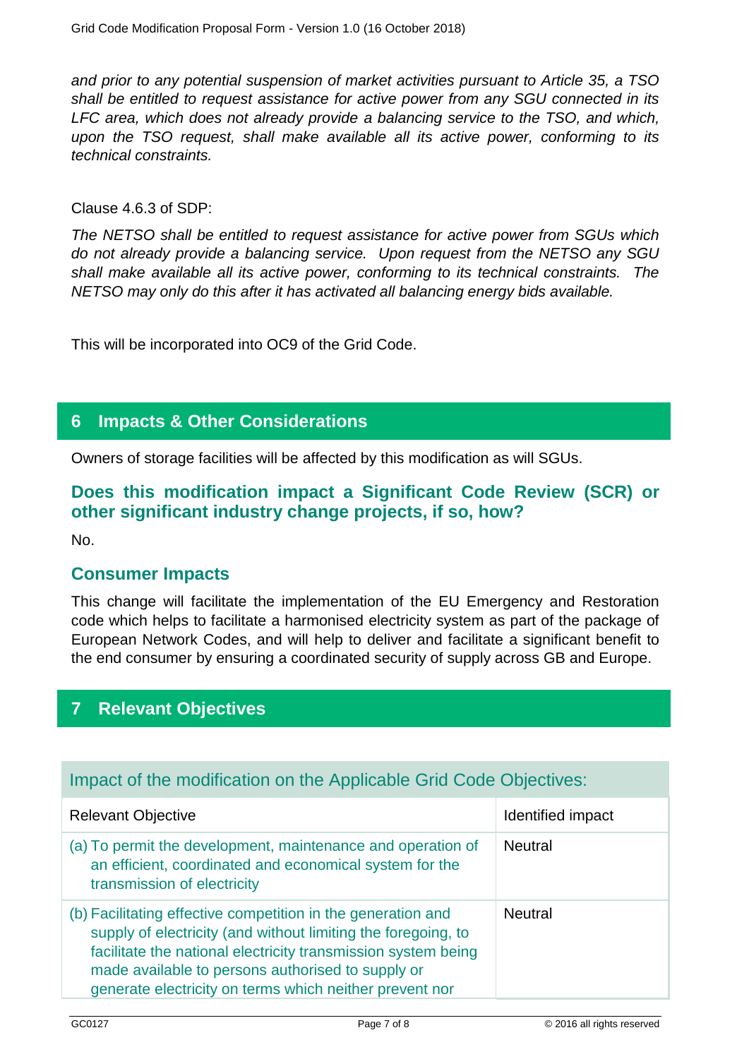*and prior to any potential suspension of market activities pursuant to Article 35, a TSO shall be entitled to request assistance for active power from any SGU connected in its LFC area, which does not already provide a balancing service to the TSO, and which, upon the TSO request, shall make available all its active power, conforming to its technical constraints.*

Clause 4.6.3 of SDP:

*The NETSO shall be entitled to request assistance for active power from SGUs which do not already provide a balancing service. Upon request from the NETSO any SGU shall make available all its active power, conforming to its technical constraints. The NETSO may only do this after it has activated all balancing energy bids available.*

This will be incorporated into OC9 of the Grid Code.

## 6 Impacts & Other Considerations

Owners of storage facilities will be affected by this modification as will SGUs.

### Does this modification impact a Significant Code Review (SCR) or other significant industry change projects, if so, how?

No.

### Consumer Impacts

This change will facilitate the implementation of the EU Emergency and Restoration code which helps to facilitate a harmonised electricity system as part of the package of European Network Codes, and will help to deliver and facilitate a significant benefit to the end consumer by ensuring a coordinated security of supply across GB and Europe.

## 7 Relevant Objectives

**Impact of the modification on the Applicable Grid Code Objectives:**

| Relevant Objective | Identified impact |
| --- | --- |
| (a) To permit the development, maintenance and operation of an efficient, coordinated and economical system for the transmission of electricity | Neutral |
| (b) Facilitating effective competition in the generation and supply of electricity (and without limiting the foregoing, to facilitate the national electricity transmission system being made available to persons authorised to supply or generate electricity on terms which neither prevent nor | Neutral |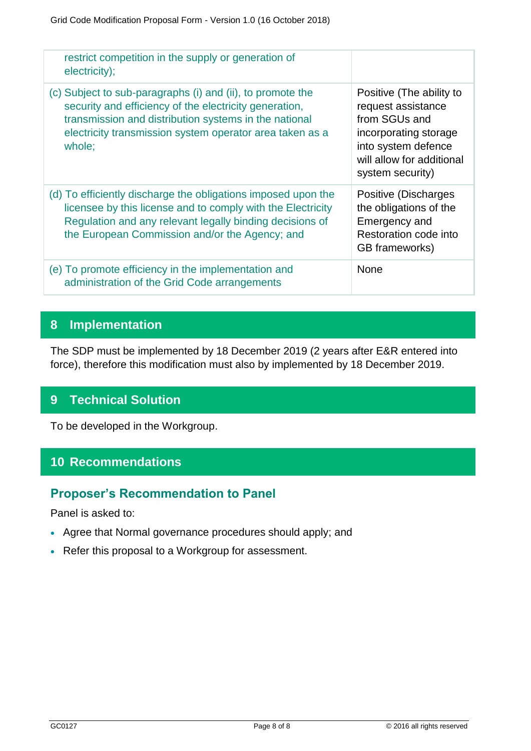| | |
|---|---|
| restrict competition in the supply or generation of electricity); | |
| (c) Subject to sub-paragraphs (i) and (ii), to promote the security and efficiency of the electricity generation, transmission and distribution systems in the national electricity transmission system operator area taken as a whole; | Positive (The ability to request assistance from SGUs and incorporating storage into system defence will allow for additional system security) |
| (d) To efficiently discharge the obligations imposed upon the licensee by this license and to comply with the Electricity Regulation and any relevant legally binding decisions of the European Commission and/or the Agency; and | Positive (Discharges the obligations of the Emergency and Restoration code into GB frameworks) |
| (e) To promote efficiency in the implementation and administration of the Grid Code arrangements | None |

## 8 Implementation

The SDP must be implemented by 18 December 2019 (2 years after E&R entered into force), therefore this modification must also by implemented by 18 December 2019.

## 9 Technical Solution

To be developed in the Workgroup.

## 10 Recommendations

### Proposer's Recommendation to Panel

Panel is asked to:

- Agree that Normal governance procedures should apply; and
- Refer this proposal to a Workgroup for assessment.